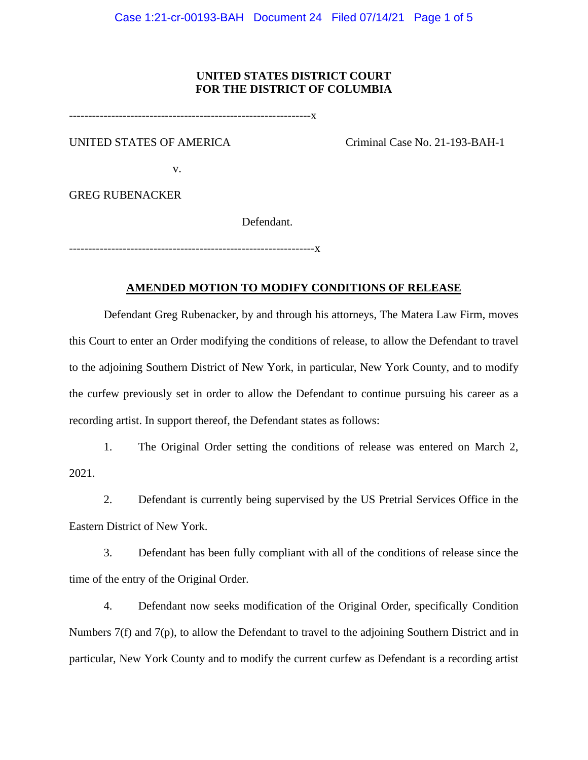**UNITED STATES DISTRICT COURT**
**FOR THE DISTRICT OF COLUMBIA**

---------------------------------------------------------------x

UNITED STATES OF AMERICA Criminal Case No. 21-193-BAH-1

v.

GREG RUBENACKER

Defendant.

---------------------------------------------------------------x

## AMENDED MOTION TO MODIFY CONDITIONS OF RELEASE

Defendant Greg Rubenacker, by and through his attorneys, The Matera Law Firm, moves this Court to enter an Order modifying the conditions of release, to allow the Defendant to travel to the adjoining Southern District of New York, in particular, New York County, and to modify the curfew previously set in order to allow the Defendant to continue pursuing his career as a recording artist. In support thereof, the Defendant states as follows:

1. The Original Order setting the conditions of release was entered on March 2, 2021.

2. Defendant is currently being supervised by the US Pretrial Services Office in the Eastern District of New York.

3. Defendant has been fully compliant with all of the conditions of release since the time of the entry of the Original Order.

4. Defendant now seeks modification of the Original Order, specifically Condition Numbers 7(f) and 7(p), to allow the Defendant to travel to the adjoining Southern District and in particular, New York County and to modify the current curfew as Defendant is a recording artist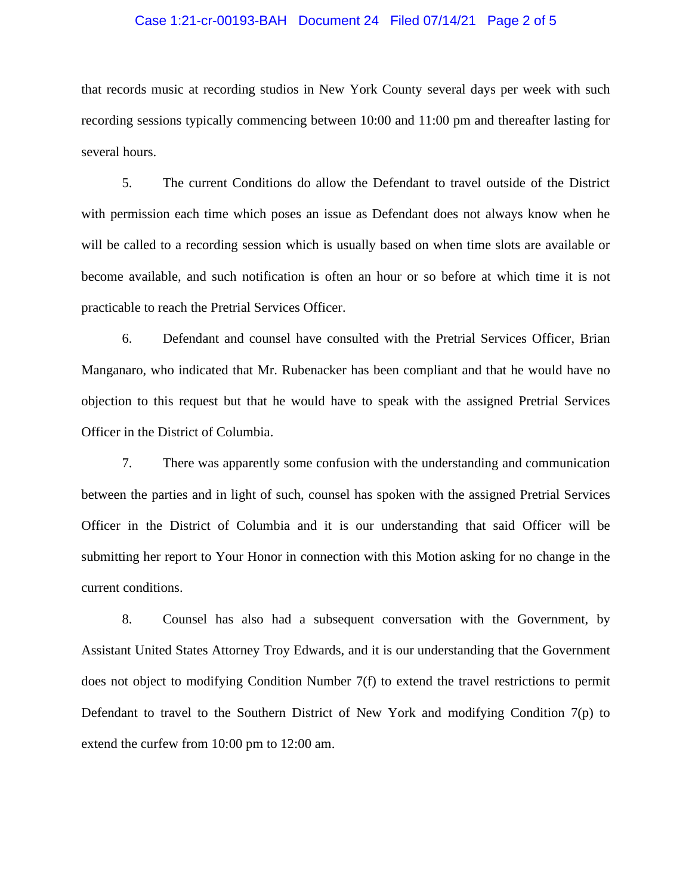that records music at recording studios in New York County several days per week with such recording sessions typically commencing between 10:00 and 11:00 pm and thereafter lasting for several hours.

5. The current Conditions do allow the Defendant to travel outside of the District with permission each time which poses an issue as Defendant does not always know when he will be called to a recording session which is usually based on when time slots are available or become available, and such notification is often an hour or so before at which time it is not practicable to reach the Pretrial Services Officer.

6. Defendant and counsel have consulted with the Pretrial Services Officer, Brian Manganaro, who indicated that Mr. Rubenacker has been compliant and that he would have no objection to this request but that he would have to speak with the assigned Pretrial Services Officer in the District of Columbia.

7. There was apparently some confusion with the understanding and communication between the parties and in light of such, counsel has spoken with the assigned Pretrial Services Officer in the District of Columbia and it is our understanding that said Officer will be submitting her report to Your Honor in connection with this Motion asking for no change in the current conditions.

8. Counsel has also had a subsequent conversation with the Government, by Assistant United States Attorney Troy Edwards, and it is our understanding that the Government does not object to modifying Condition Number 7(f) to extend the travel restrictions to permit Defendant to travel to the Southern District of New York and modifying Condition 7(p) to extend the curfew from 10:00 pm to 12:00 am.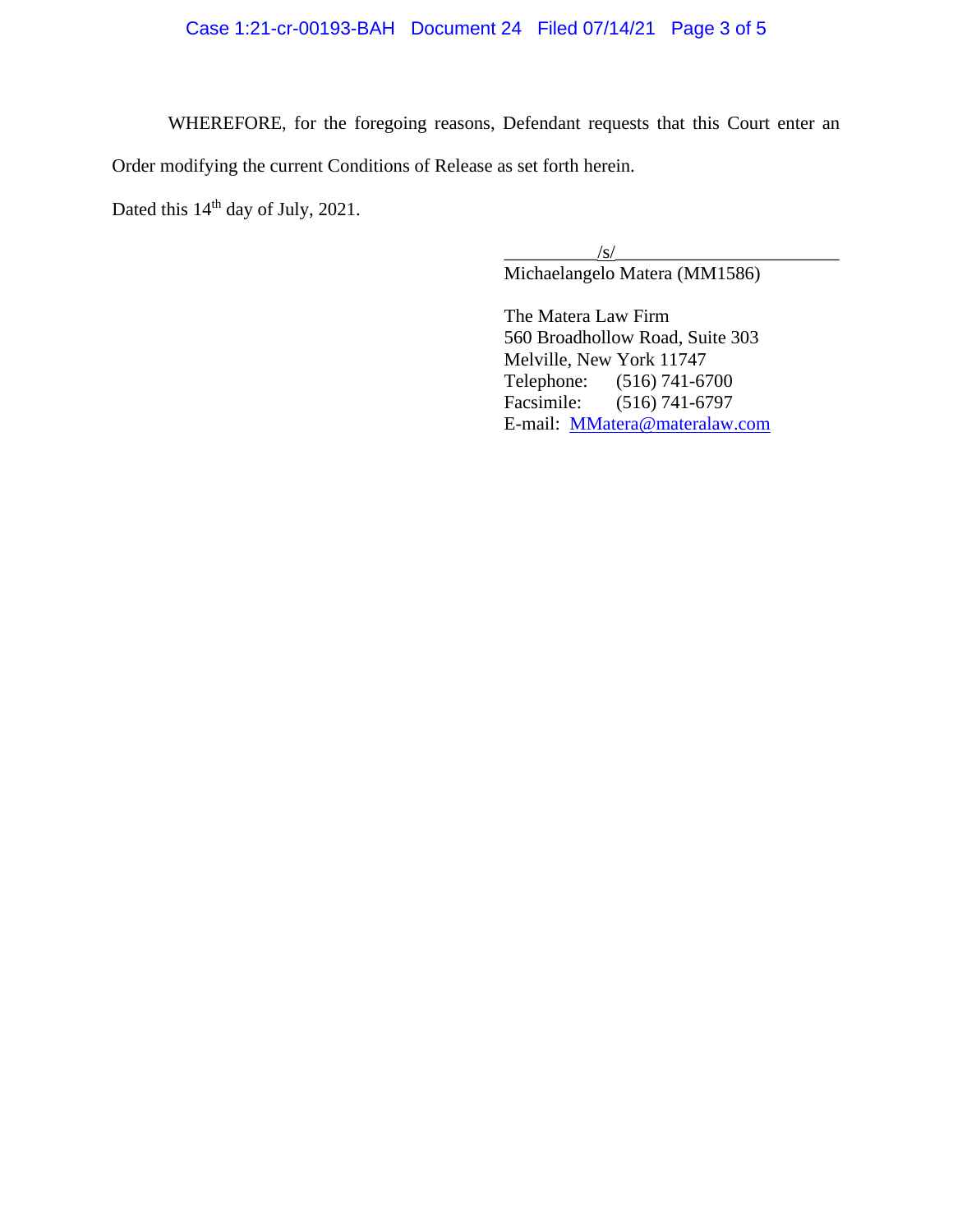WHEREFORE, for the foregoing reasons, Defendant requests that this Court enter an Order modifying the current Conditions of Release as set forth herein.

Dated this 14th day of July, 2021.

__________/s/________________________
Michaelangelo Matera (MM1586)

The Matera Law Firm
560 Broadhollow Road, Suite 303
Melville, New York 11747
Telephone: (516) 741-6700
Facsimile: (516) 741-6797
E-mail: MMatera@materalaw.com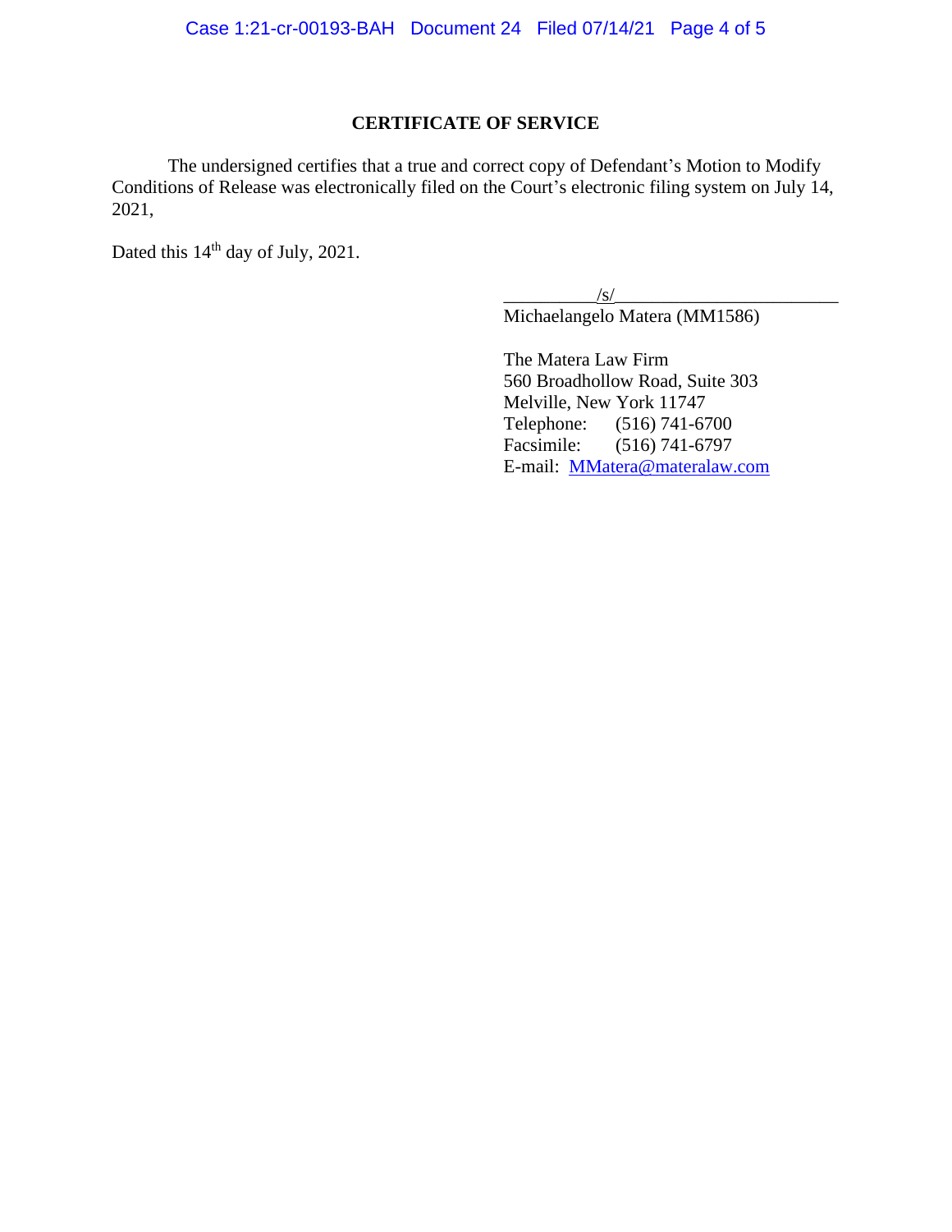## CERTIFICATE OF SERVICE

The undersigned certifies that a true and correct copy of Defendant's Motion to Modify Conditions of Release was electronically filed on the Court's electronic filing system on July 14, 2021,

Dated this 14th day of July, 2021.

/s/
Michaelangelo Matera (MM1586)

The Matera Law Firm
560 Broadhollow Road, Suite 303
Melville, New York 11747
Telephone: (516) 741-6700
Facsimile: (516) 741-6797
E-mail: MMatera@materalaw.com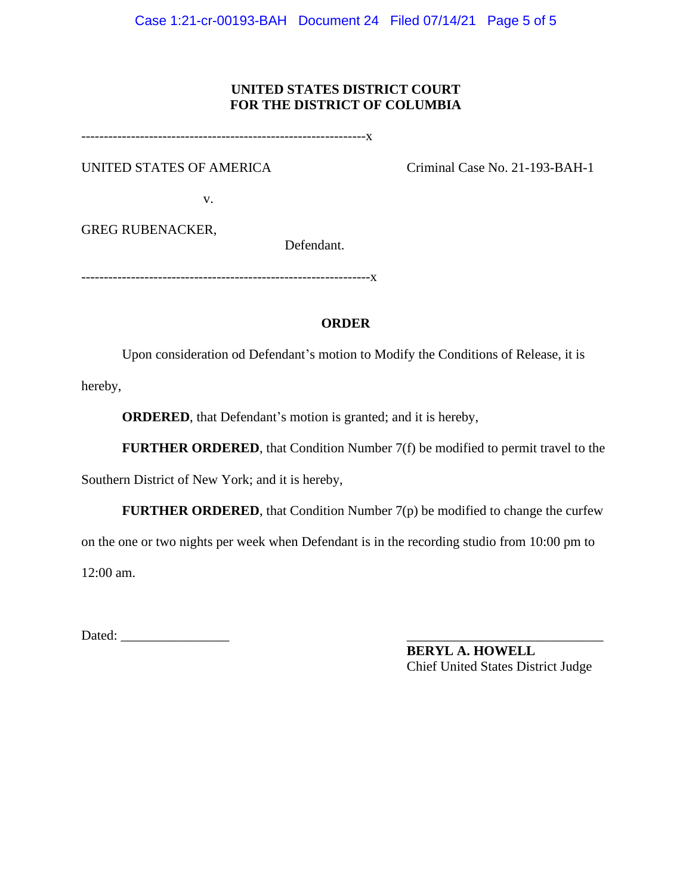**UNITED STATES DISTRICT COURT**
**FOR THE DISTRICT OF COLUMBIA**

---------------------------------------------------------------x

UNITED STATES OF AMERICA                                        Criminal Case No. 21-193-BAH-1

v.

GREG RUBENACKER,

Defendant.

---------------------------------------------------------------x

**ORDER**

Upon consideration od Defendant's motion to Modify the Conditions of Release, it is hereby,

**ORDERED**, that Defendant's motion is granted; and it is hereby,

**FURTHER ORDERED**, that Condition Number 7(f) be modified to permit travel to the Southern District of New York; and it is hereby,

**FURTHER ORDERED**, that Condition Number 7(p) be modified to change the curfew on the one or two nights per week when Defendant is in the recording studio from 10:00 pm to 12:00 am.

Dated: ________________

_____________________________
**BERYL A. HOWELL**
Chief United States District Judge